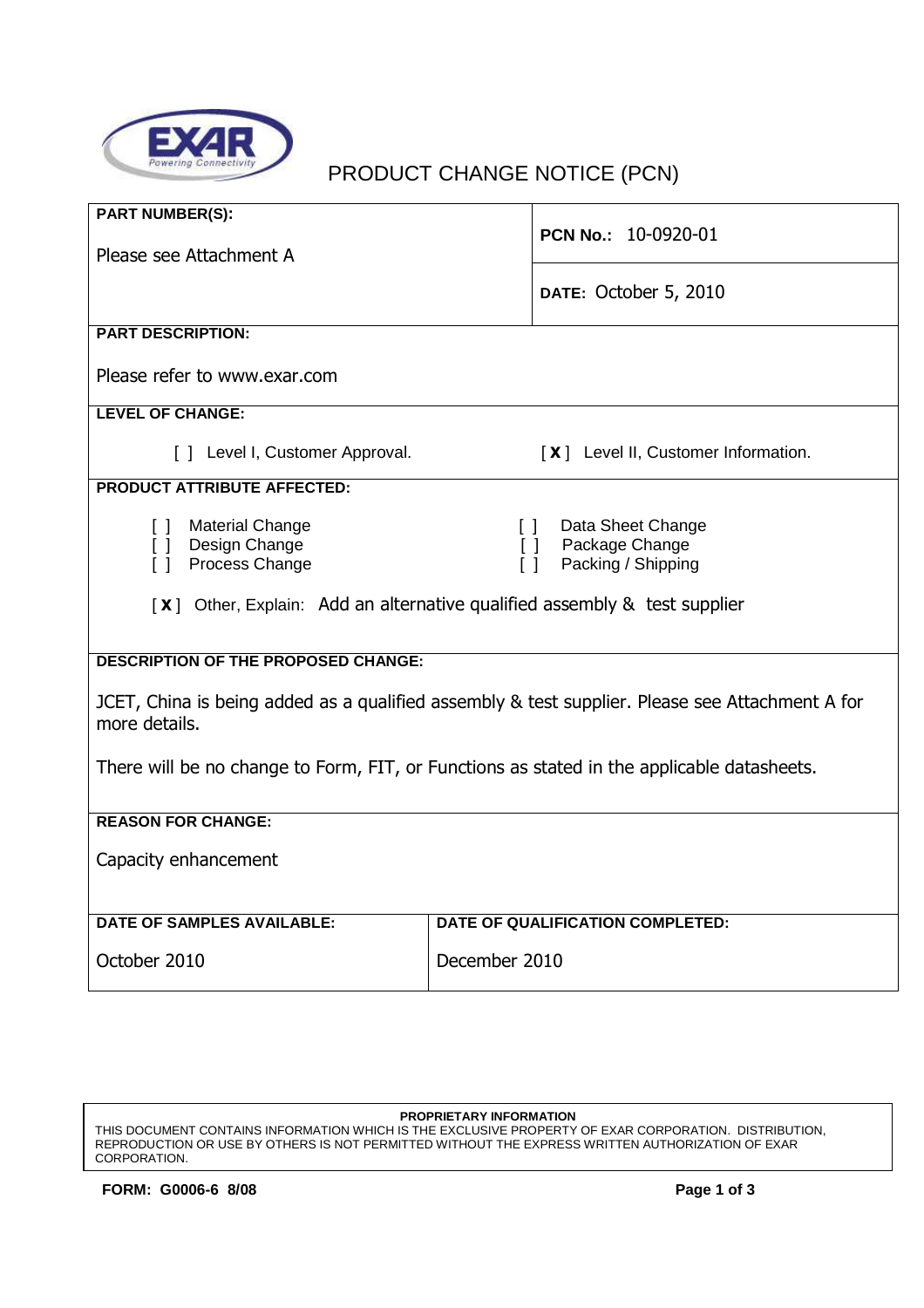# PRODUCT CHANGE NOTICE (PCN)

| **PART NUMBER(S):** | **PCN No.:** 10-0920-01 |
|---|---|
| Please see Attachment A | **DATE:** October 5, 2010 |

**PART DESCRIPTION:**

Please refer to www.exar.com

**LEVEL OF CHANGE:**

[ ] Level I, Customer Approval. [ **X** ] Level II, Customer Information.

**PRODUCT ATTRIBUTE AFFECTED:**

- [ ] Material Change
- [ ] Design Change
- [ ] Process Change
- [ ] Data Sheet Change
- [ ] Package Change
- [ ] Packing / Shipping

[ **X** ] Other, Explain: Add an alternative qualified assembly & test supplier

**DESCRIPTION OF THE PROPOSED CHANGE:**

JCET, China is being added as a qualified assembly & test supplier. Please see Attachment A for more details.

There will be no change to Form, FIT, or Functions as stated in the applicable datasheets.

**REASON FOR CHANGE:**

Capacity enhancement

| **DATE OF SAMPLES AVAILABLE:** | **DATE OF QUALIFICATION COMPLETED:** |
|---|---|
| October 2010 | December 2010 |

**PROPRIETARY INFORMATION**

THIS DOCUMENT CONTAINS INFORMATION WHICH IS THE EXCLUSIVE PROPERTY OF EXAR CORPORATION. DISTRIBUTION, REPRODUCTION OR USE BY OTHERS IS NOT PERMITTED WITHOUT THE EXPRESS WRITTEN AUTHORIZATION OF EXAR CORPORATION.

**FORM: G0006-6 8/08**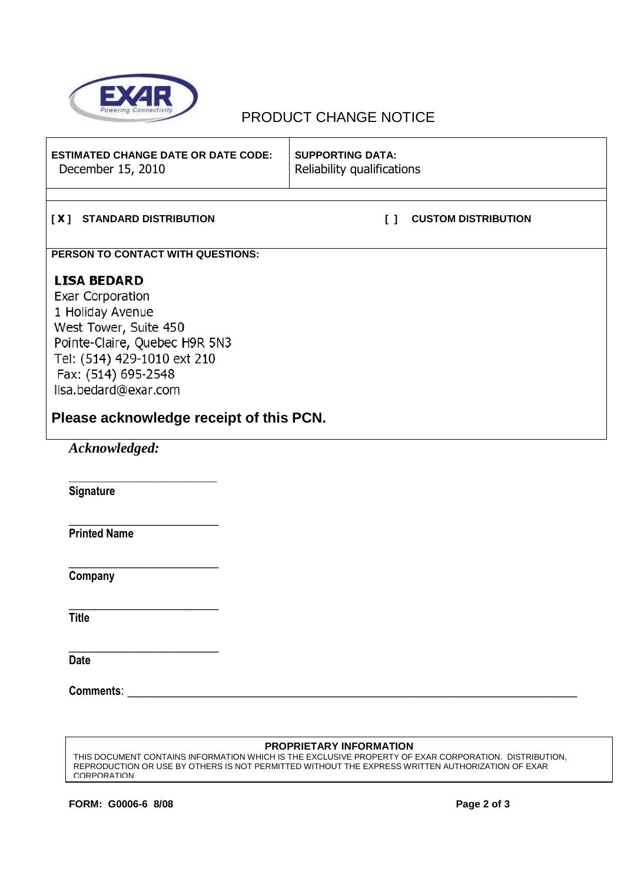# PRODUCT CHANGE NOTICE

| ESTIMATED CHANGE DATE OR DATE CODE: | SUPPORTING DATA: |
|---|---|
| December 15, 2010 | Reliability qualifications |

[ X ] **STANDARD DISTRIBUTION** [ ] **CUSTOM DISTRIBUTION**

**PERSON TO CONTACT WITH QUESTIONS:**

**LISA BEDARD**
Exar Corporation
1 Holiday Avenue
West Tower, Suite 450
Pointe-Claire, Quebec H9R 5N3
Tel: (514) 429-1010 ext 210
Fax: (514) 695-2548
lisa.bedard@exar.com

**Please acknowledge receipt of this PCN.**

***Acknowledged:***

_________________________
**Signature**

_________________________
**Printed Name**

_________________________
**Company**

_________________________
**Title**

_________________________
**Date**

**Comments**: ___________________________________________________________________________

**PROPRIETARY INFORMATION**

THIS DOCUMENT CONTAINS INFORMATION WHICH IS THE EXCLUSIVE PROPERTY OF EXAR CORPORATION. DISTRIBUTION, REPRODUCTION OR USE BY OTHERS IS NOT PERMITTED WITHOUT THE EXPRESS WRITTEN AUTHORIZATION OF EXAR CORPORATION.

**FORM: G0006-6 8/08**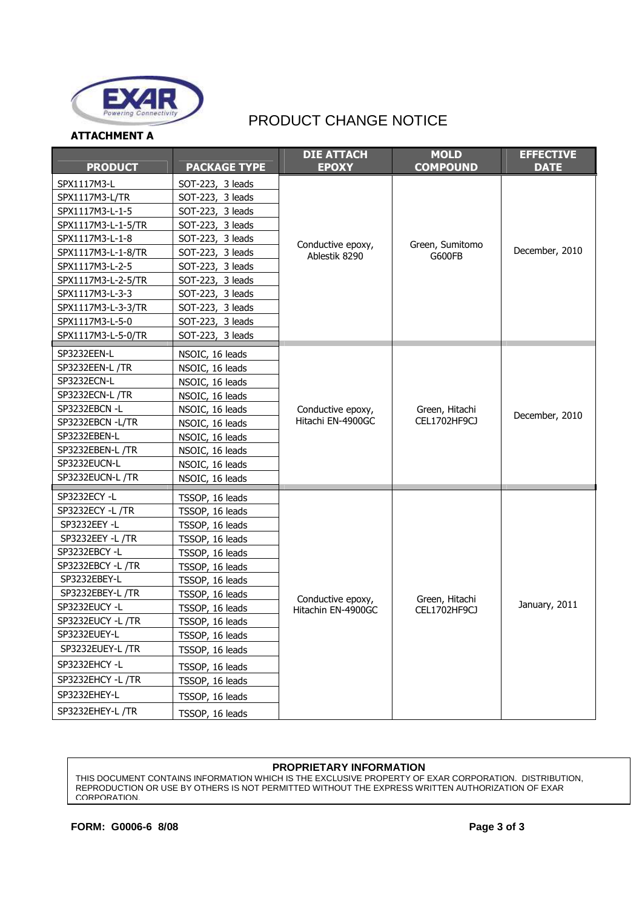# PRODUCT CHANGE NOTICE

**ATTACHMENT A**

| PRODUCT | PACKAGE TYPE | DIE ATTACH EPOXY | MOLD COMPOUND | EFFECTIVE DATE |
|---|---|---|---|---|
| SPX1117M3-L | SOT-223, 3 leads | Conductive epoxy, Ablestik 8290 | Green, Sumitomo G600FB | December, 2010 |
| SPX1117M3-L/TR | SOT-223, 3 leads | | | |
| SPX1117M3-L-1-5 | SOT-223, 3 leads | | | |
| SPX1117M3-L-1-5/TR | SOT-223, 3 leads | | | |
| SPX1117M3-L-1-8 | SOT-223, 3 leads | | | |
| SPX1117M3-L-1-8/TR | SOT-223, 3 leads | | | |
| SPX1117M3-L-2-5 | SOT-223, 3 leads | | | |
| SPX1117M3-L-2-5/TR | SOT-223, 3 leads | | | |
| SPX1117M3-L-3-3 | SOT-223, 3 leads | | | |
| SPX1117M3-L-3-3/TR | SOT-223, 3 leads | | | |
| SPX1117M3-L-5-0 | SOT-223, 3 leads | | | |
| SPX1117M3-L-5-0/TR | SOT-223, 3 leads | | | |
| SP3232EEN-L | NSOIC, 16 leads | Conductive epoxy, Hitachi EN-4900GC | Green, Hitachi CEL1702HF9CJ | December, 2010 |
| SP3232EEN-L /TR | NSOIC, 16 leads | | | |
| SP3232ECN-L | NSOIC, 16 leads | | | |
| SP3232ECN-L /TR | NSOIC, 16 leads | | | |
| SP3232EBCN -L | NSOIC, 16 leads | | | |
| SP3232EBCN -L/TR | NSOIC, 16 leads | | | |
| SP3232EBEN-L | NSOIC, 16 leads | | | |
| SP3232EBEN-L /TR | NSOIC, 16 leads | | | |
| SP3232EUCN-L | NSOIC, 16 leads | | | |
| SP3232EUCN-L /TR | NSOIC, 16 leads | | | |
| SP3232ECY -L | TSSOP, 16 leads | Conductive epoxy, Hitachin EN-4900GC | Green, Hitachi CEL1702HF9CJ | January, 2011 |
| SP3232ECY -L /TR | TSSOP, 16 leads | | | |
| SP3232EEY -L | TSSOP, 16 leads | | | |
| SP3232EEY -L /TR | TSSOP, 16 leads | | | |
| SP3232EBCY -L | TSSOP, 16 leads | | | |
| SP3232EBCY -L /TR | TSSOP, 16 leads | | | |
| SP3232EBEY-L | TSSOP, 16 leads | | | |
| SP3232EBEY-L /TR | TSSOP, 16 leads | | | |
| SP3232EUCY -L | TSSOP, 16 leads | | | |
| SP3232EUCY -L /TR | TSSOP, 16 leads | | | |
| SP3232EUEY-L | TSSOP, 16 leads | | | |
| SP3232EUEY-L /TR | TSSOP, 16 leads | | | |
| SP3232EHCY -L | TSSOP, 16 leads | | | |
| SP3232EHCY -L /TR | TSSOP, 16 leads | | | |
| SP3232EHEY-L | TSSOP, 16 leads | | | |
| SP3232EHEY-L /TR | TSSOP, 16 leads | | | |

**PROPRIETARY INFORMATION**

THIS DOCUMENT CONTAINS INFORMATION WHICH IS THE EXCLUSIVE PROPERTY OF EXAR CORPORATION. DISTRIBUTION, REPRODUCTION OR USE BY OTHERS IS NOT PERMITTED WITHOUT THE EXPRESS WRITTEN AUTHORIZATION OF EXAR CORPORATION.

**FORM: G0006-6 8/08**